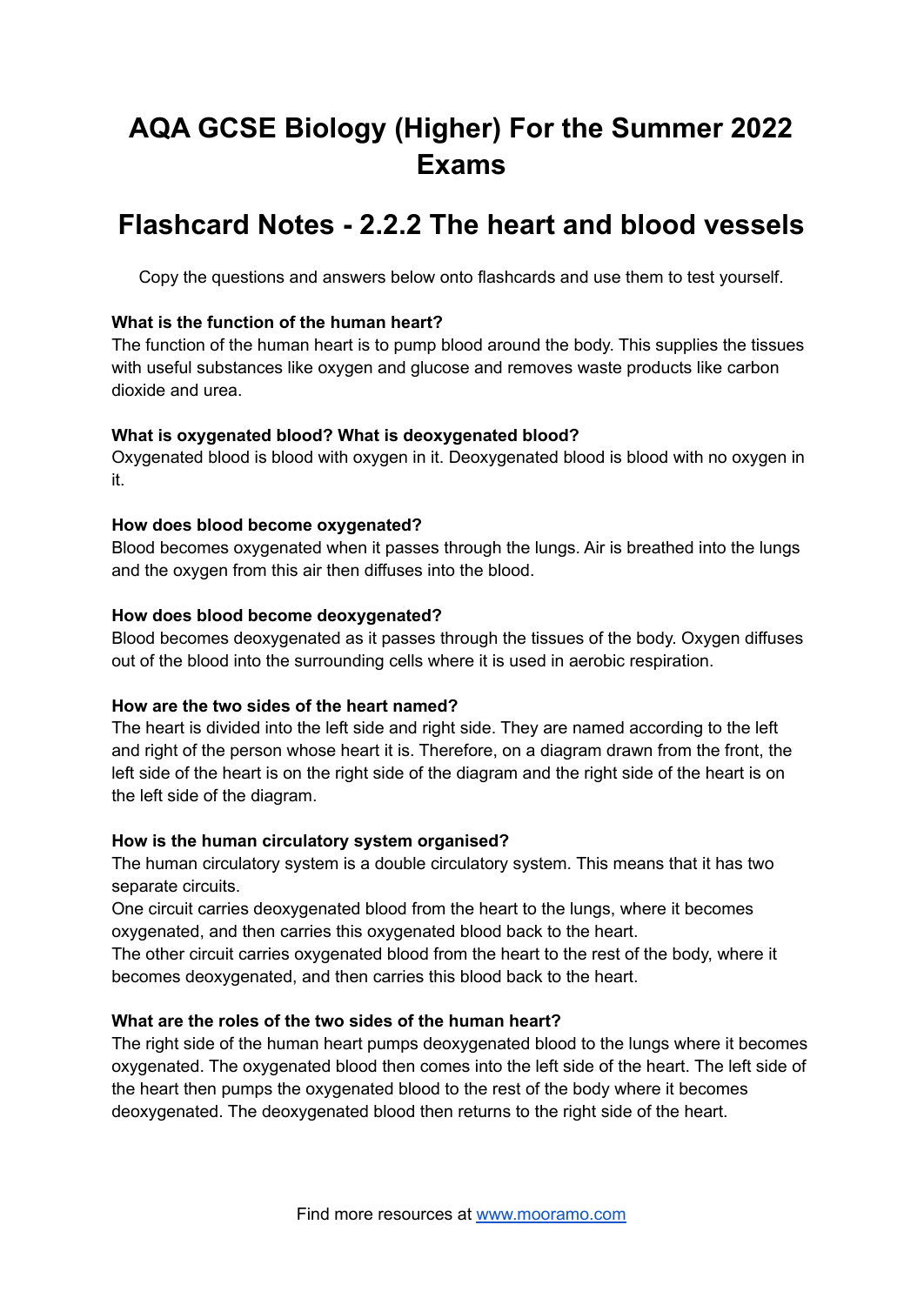# AQA GCSE Biology (Higher) For the Summer 2022 Exams

# Flashcard Notes - 2.2.2 The heart and blood vessels

Copy the questions and answers below onto flashcards and use them to test yourself.

**What is the function of the human heart?**
The function of the human heart is to pump blood around the body. This supplies the tissues with useful substances like oxygen and glucose and removes waste products like carbon dioxide and urea.

**What is oxygenated blood? What is deoxygenated blood?**
Oxygenated blood is blood with oxygen in it. Deoxygenated blood is blood with no oxygen in it.

**How does blood become oxygenated?**
Blood becomes oxygenated when it passes through the lungs. Air is breathed into the lungs and the oxygen from this air then diffuses into the blood.

**How does blood become deoxygenated?**
Blood becomes deoxygenated as it passes through the tissues of the body. Oxygen diffuses out of the blood into the surrounding cells where it is used in aerobic respiration.

**How are the two sides of the heart named?**
The heart is divided into the left side and right side. They are named according to the left and right of the person whose heart it is. Therefore, on a diagram drawn from the front, the left side of the heart is on the right side of the diagram and the right side of the heart is on the left side of the diagram.

**How is the human circulatory system organised?**
The human circulatory system is a double circulatory system. This means that it has two separate circuits.
One circuit carries deoxygenated blood from the heart to the lungs, where it becomes oxygenated, and then carries this oxygenated blood back to the heart.
The other circuit carries oxygenated blood from the heart to the rest of the body, where it becomes deoxygenated, and then carries this blood back to the heart.

**What are the roles of the two sides of the human heart?**
The right side of the human heart pumps deoxygenated blood to the lungs where it becomes oxygenated. The oxygenated blood then comes into the left side of the heart. The left side of the heart then pumps the oxygenated blood to the rest of the body where it becomes deoxygenated. The deoxygenated blood then returns to the right side of the heart.

Find more resources at [www.mooramo.com](http://www.mooramo.com)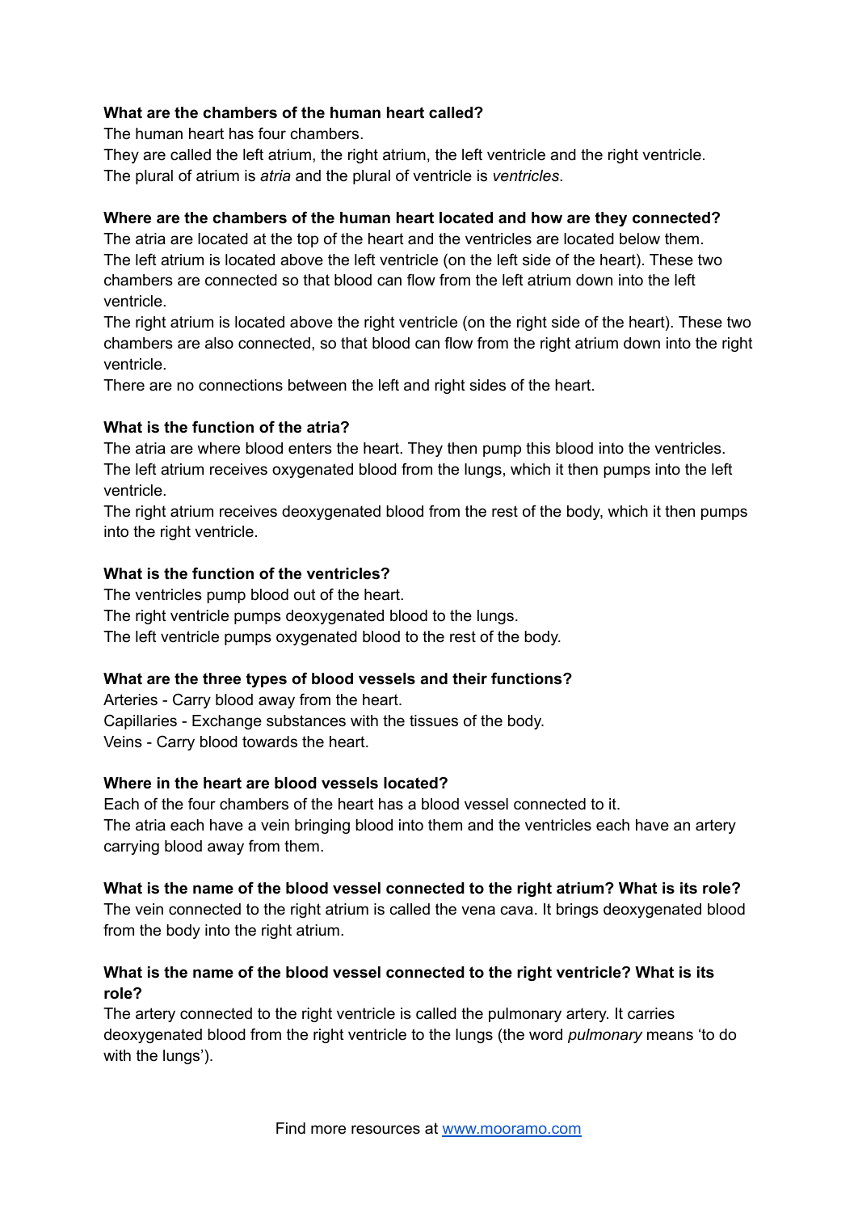**What are the chambers of the human heart called?**

The human heart has four chambers.
They are called the left atrium, the right atrium, the left ventricle and the right ventricle.
The plural of atrium is *atria* and the plural of ventricle is *ventricles*.

**Where are the chambers of the human heart located and how are they connected?**

The atria are located at the top of the heart and the ventricles are located below them.
The left atrium is located above the left ventricle (on the left side of the heart). These two chambers are connected so that blood can flow from the left atrium down into the left ventricle.
The right atrium is located above the right ventricle (on the right side of the heart). These two chambers are also connected, so that blood can flow from the right atrium down into the right ventricle.
There are no connections between the left and right sides of the heart.

**What is the function of the atria?**

The atria are where blood enters the heart. They then pump this blood into the ventricles.
The left atrium receives oxygenated blood from the lungs, which it then pumps into the left ventricle.
The right atrium receives deoxygenated blood from the rest of the body, which it then pumps into the right ventricle.

**What is the function of the ventricles?**

The ventricles pump blood out of the heart.
The right ventricle pumps deoxygenated blood to the lungs.
The left ventricle pumps oxygenated blood to the rest of the body.

**What are the three types of blood vessels and their functions?**

Arteries - Carry blood away from the heart.
Capillaries - Exchange substances with the tissues of the body.
Veins - Carry blood towards the heart.

**Where in the heart are blood vessels located?**

Each of the four chambers of the heart has a blood vessel connected to it.
The atria each have a vein bringing blood into them and the ventricles each have an artery carrying blood away from them.

**What is the name of the blood vessel connected to the right atrium? What is its role?**

The vein connected to the right atrium is called the vena cava. It brings deoxygenated blood from the body into the right atrium.

**What is the name of the blood vessel connected to the right ventricle? What is its role?**

The artery connected to the right ventricle is called the pulmonary artery. It carries deoxygenated blood from the right ventricle to the lungs (the word *pulmonary* means 'to do with the lungs').

Find more resources at www.mooramo.com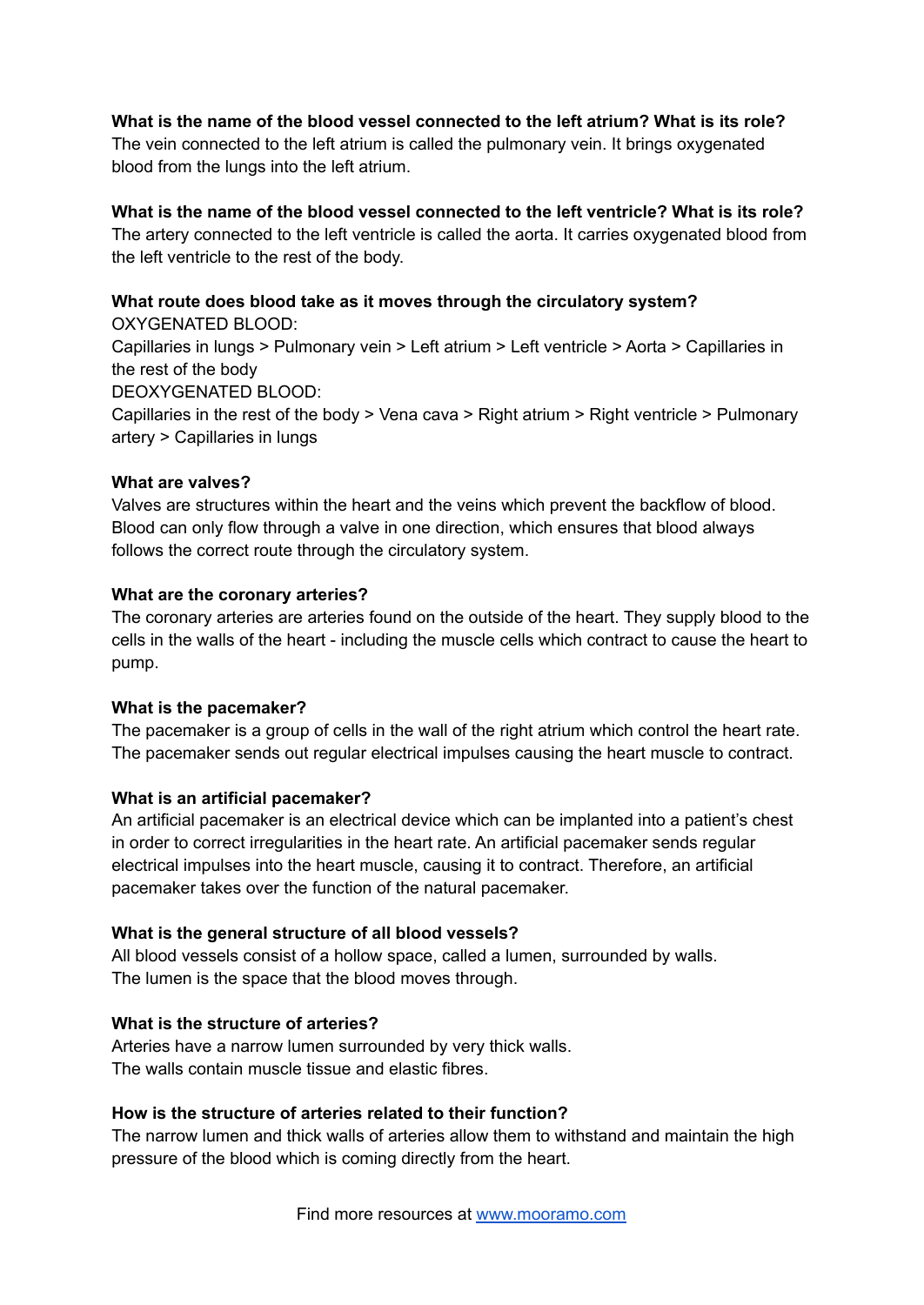**What is the name of the blood vessel connected to the left atrium? What is its role?**
The vein connected to the left atrium is called the pulmonary vein. It brings oxygenated blood from the lungs into the left atrium.

**What is the name of the blood vessel connected to the left ventricle? What is its role?**
The artery connected to the left ventricle is called the aorta. It carries oxygenated blood from the left ventricle to the rest of the body.

**What route does blood take as it moves through the circulatory system?**
OXYGENATED BLOOD:
Capillaries in lungs > Pulmonary vein > Left atrium > Left ventricle > Aorta > Capillaries in the rest of the body
DEOXYGENATED BLOOD:
Capillaries in the rest of the body > Vena cava > Right atrium > Right ventricle > Pulmonary artery > Capillaries in lungs

**What are valves?**
Valves are structures within the heart and the veins which prevent the backflow of blood. Blood can only flow through a valve in one direction, which ensures that blood always follows the correct route through the circulatory system.

**What are the coronary arteries?**
The coronary arteries are arteries found on the outside of the heart. They supply blood to the cells in the walls of the heart - including the muscle cells which contract to cause the heart to pump.

**What is the pacemaker?**
The pacemaker is a group of cells in the wall of the right atrium which control the heart rate. The pacemaker sends out regular electrical impulses causing the heart muscle to contract.

**What is an artificial pacemaker?**
An artificial pacemaker is an electrical device which can be implanted into a patient's chest in order to correct irregularities in the heart rate. An artificial pacemaker sends regular electrical impulses into the heart muscle, causing it to contract. Therefore, an artificial pacemaker takes over the function of the natural pacemaker.

**What is the general structure of all blood vessels?**
All blood vessels consist of a hollow space, called a lumen, surrounded by walls.
The lumen is the space that the blood moves through.

**What is the structure of arteries?**
Arteries have a narrow lumen surrounded by very thick walls.
The walls contain muscle tissue and elastic fibres.

**How is the structure of arteries related to their function?**
The narrow lumen and thick walls of arteries allow them to withstand and maintain the high pressure of the blood which is coming directly from the heart.

Find more resources at www.mooramo.com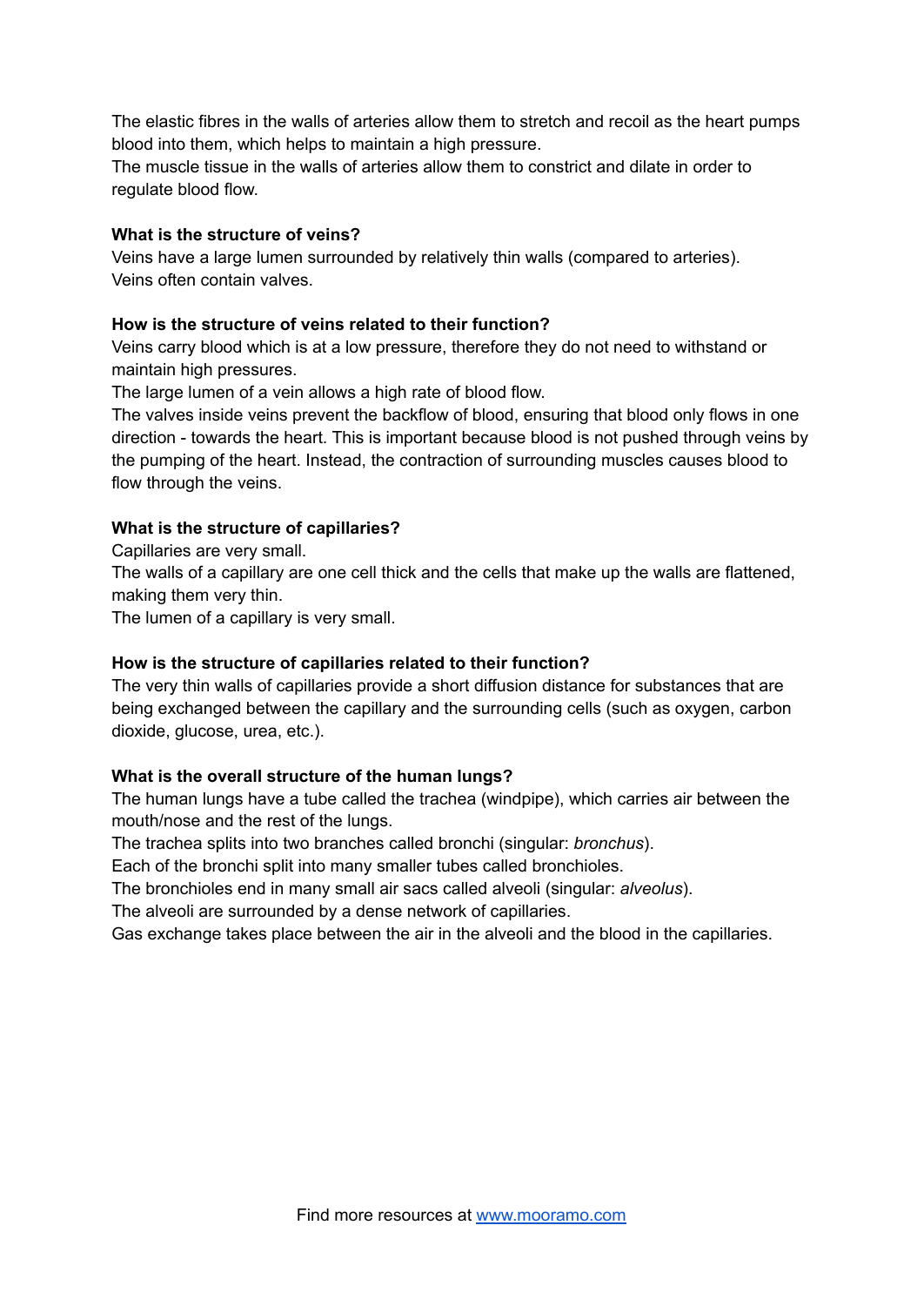The elastic fibres in the walls of arteries allow them to stretch and recoil as the heart pumps blood into them, which helps to maintain a high pressure.
The muscle tissue in the walls of arteries allow them to constrict and dilate in order to regulate blood flow.

**What is the structure of veins?**
Veins have a large lumen surrounded by relatively thin walls (compared to arteries).
Veins often contain valves.

**How is the structure of veins related to their function?**
Veins carry blood which is at a low pressure, therefore they do not need to withstand or maintain high pressures.
The large lumen of a vein allows a high rate of blood flow.
The valves inside veins prevent the backflow of blood, ensuring that blood only flows in one direction - towards the heart. This is important because blood is not pushed through veins by the pumping of the heart. Instead, the contraction of surrounding muscles causes blood to flow through the veins.

**What is the structure of capillaries?**
Capillaries are very small.
The walls of a capillary are one cell thick and the cells that make up the walls are flattened, making them very thin.
The lumen of a capillary is very small.

**How is the structure of capillaries related to their function?**
The very thin walls of capillaries provide a short diffusion distance for substances that are being exchanged between the capillary and the surrounding cells (such as oxygen, carbon dioxide, glucose, urea, etc.).

**What is the overall structure of the human lungs?**
The human lungs have a tube called the trachea (windpipe), which carries air between the mouth/nose and the rest of the lungs.
The trachea splits into two branches called bronchi (singular: *bronchus*).
Each of the bronchi split into many smaller tubes called bronchioles.
The bronchioles end in many small air sacs called alveoli (singular: *alveolus*).
The alveoli are surrounded by a dense network of capillaries.
Gas exchange takes place between the air in the alveoli and the blood in the capillaries.